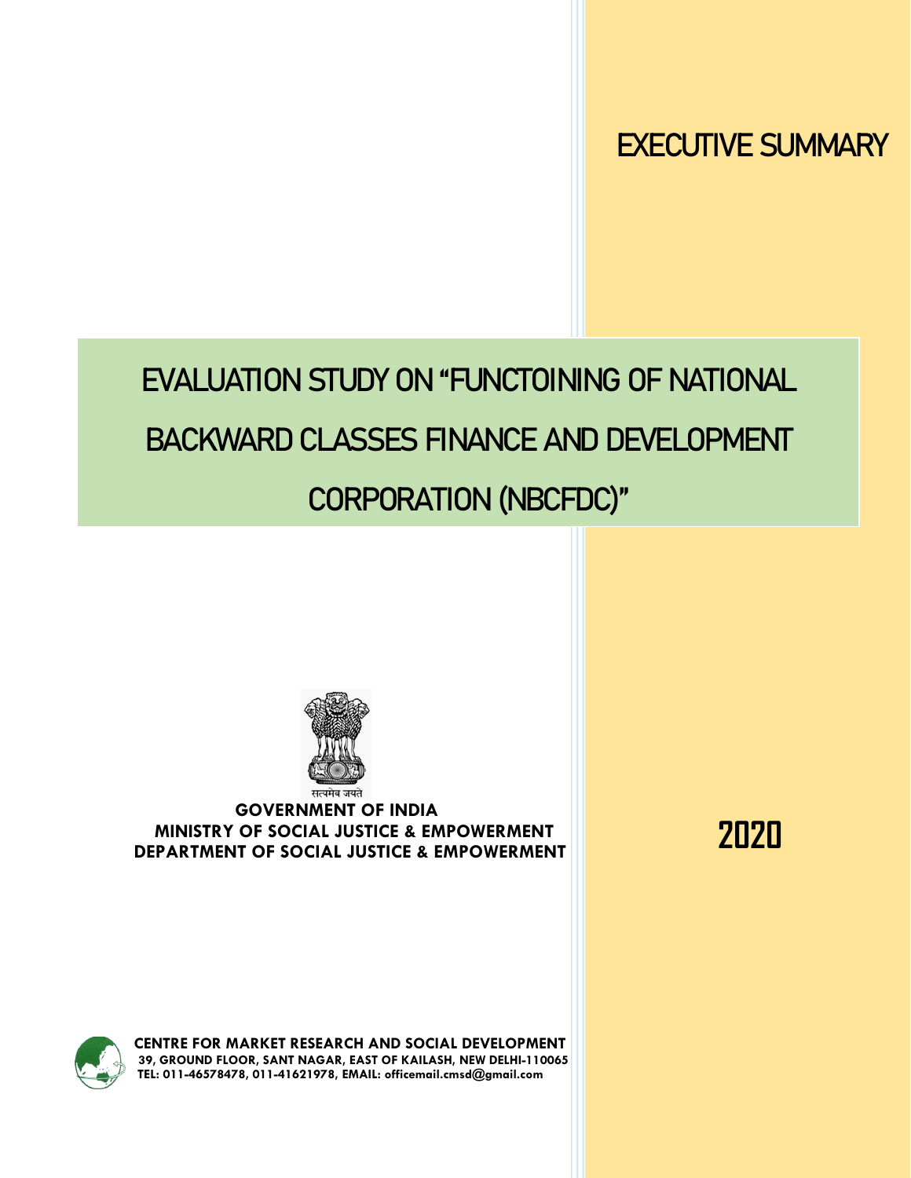# EXECUTIVE SUMMARY

# EVALUATION STUDY ON "FUNCTOINING OF NATIONAL BACKWARD CLASSES FINANCE AND DEVELOPMENT CORPORATION (NBCFDC)"

सत्यमेव जयते

**GOVERNMENT OF INDIA**
**MINISTRY OF SOCIAL JUSTICE & EMPOWERMENT**
**DEPARTMENT OF SOCIAL JUSTICE & EMPOWERMENT**

**2020**

**CENTRE FOR MARKET RESEARCH AND SOCIAL DEVELOPMENT**
**39, GROUND FLOOR, SANT NAGAR, EAST OF KAILASH, NEW DELHI-110065**
**TEL: 011-46578478, 011-41621978, EMAIL: officemail.cmsd@gmail.com**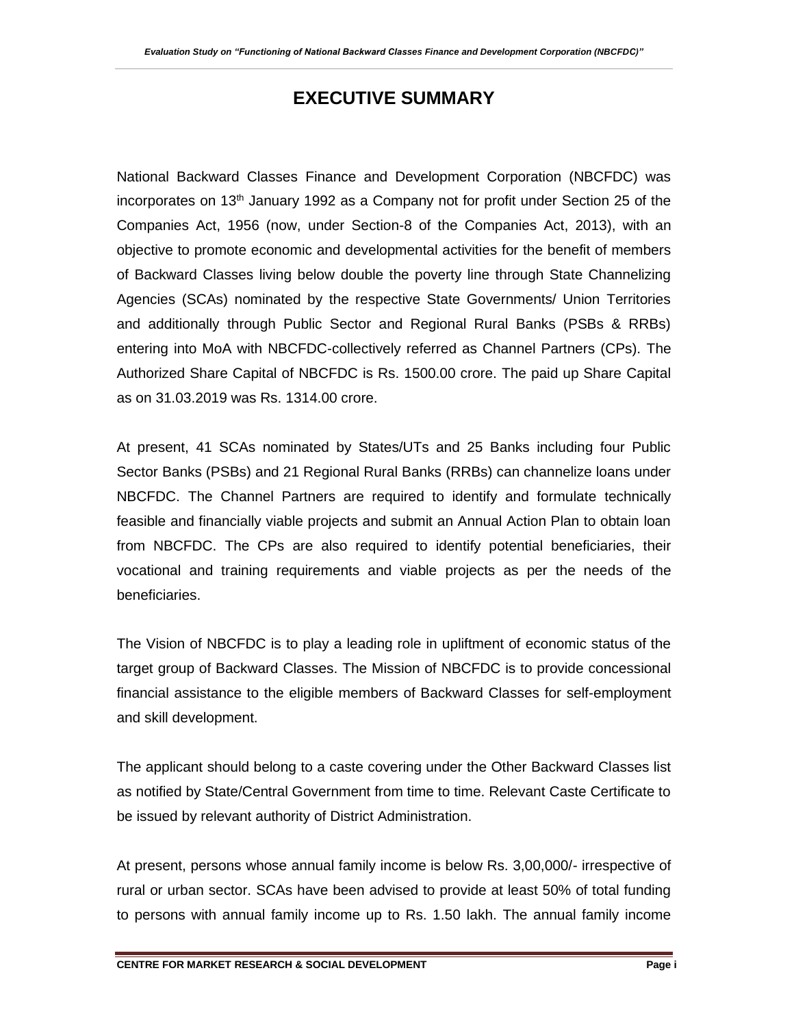# EXECUTIVE SUMMARY

National Backward Classes Finance and Development Corporation (NBCFDC) was incorporates on 13th January 1992 as a Company not for profit under Section 25 of the Companies Act, 1956 (now, under Section-8 of the Companies Act, 2013), with an objective to promote economic and developmental activities for the benefit of members of Backward Classes living below double the poverty line through State Channelizing Agencies (SCAs) nominated by the respective State Governments/ Union Territories and additionally through Public Sector and Regional Rural Banks (PSBs & RRBs) entering into MoA with NBCFDC-collectively referred as Channel Partners (CPs). The Authorized Share Capital of NBCFDC is Rs. 1500.00 crore. The paid up Share Capital as on 31.03.2019 was Rs. 1314.00 crore.

At present, 41 SCAs nominated by States/UTs and 25 Banks including four Public Sector Banks (PSBs) and 21 Regional Rural Banks (RRBs) can channelize loans under NBCFDC. The Channel Partners are required to identify and formulate technically feasible and financially viable projects and submit an Annual Action Plan to obtain loan from NBCFDC. The CPs are also required to identify potential beneficiaries, their vocational and training requirements and viable projects as per the needs of the beneficiaries.

The Vision of NBCFDC is to play a leading role in upliftment of economic status of the target group of Backward Classes. The Mission of NBCFDC is to provide concessional financial assistance to the eligible members of Backward Classes for self-employment and skill development.

The applicant should belong to a caste covering under the Other Backward Classes list as notified by State/Central Government from time to time. Relevant Caste Certificate to be issued by relevant authority of District Administration.

At present, persons whose annual family income is below Rs. 3,00,000/- irrespective of rural or urban sector. SCAs have been advised to provide at least 50% of total funding to persons with annual family income up to Rs. 1.50 lakh. The annual family income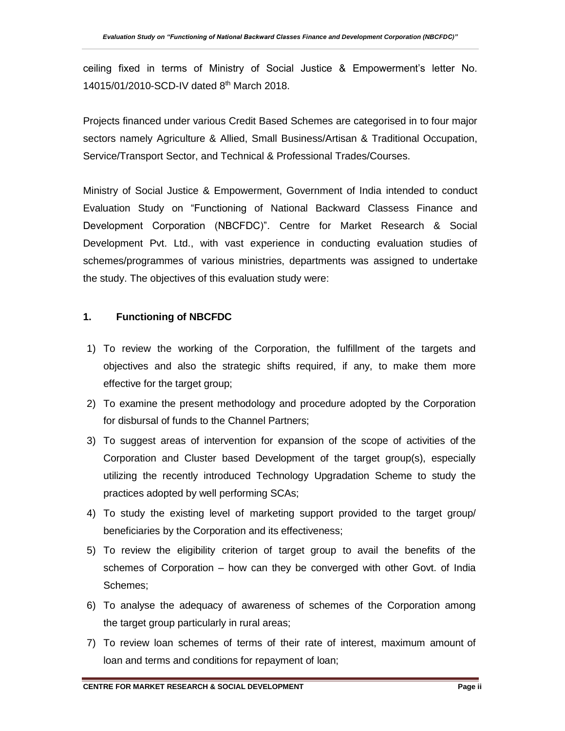ceiling fixed in terms of Ministry of Social Justice & Empowerment's letter No. 14015/01/2010-SCD-IV dated 8th March 2018.

Projects financed under various Credit Based Schemes are categorised in to four major sectors namely Agriculture & Allied, Small Business/Artisan & Traditional Occupation, Service/Transport Sector, and Technical & Professional Trades/Courses.

Ministry of Social Justice & Empowerment, Government of India intended to conduct Evaluation Study on "Functioning of National Backward Classess Finance and Development Corporation (NBCFDC)". Centre for Market Research & Social Development Pvt. Ltd., with vast experience in conducting evaluation studies of schemes/programmes of various ministries, departments was assigned to undertake the study. The objectives of this evaluation study were:

## 1. Functioning of NBCFDC

1) To review the working of the Corporation, the fulfillment of the targets and objectives and also the strategic shifts required, if any, to make them more effective for the target group;
2) To examine the present methodology and procedure adopted by the Corporation for disbursal of funds to the Channel Partners;
3) To suggest areas of intervention for expansion of the scope of activities of the Corporation and Cluster based Development of the target group(s), especially utilizing the recently introduced Technology Upgradation Scheme to study the practices adopted by well performing SCAs;
4) To study the existing level of marketing support provided to the target group/ beneficiaries by the Corporation and its effectiveness;
5) To review the eligibility criterion of target group to avail the benefits of the schemes of Corporation – how can they be converged with other Govt. of India Schemes;
6) To analyse the adequacy of awareness of schemes of the Corporation among the target group particularly in rural areas;
7) To review loan schemes of terms of their rate of interest, maximum amount of loan and terms and conditions for repayment of loan;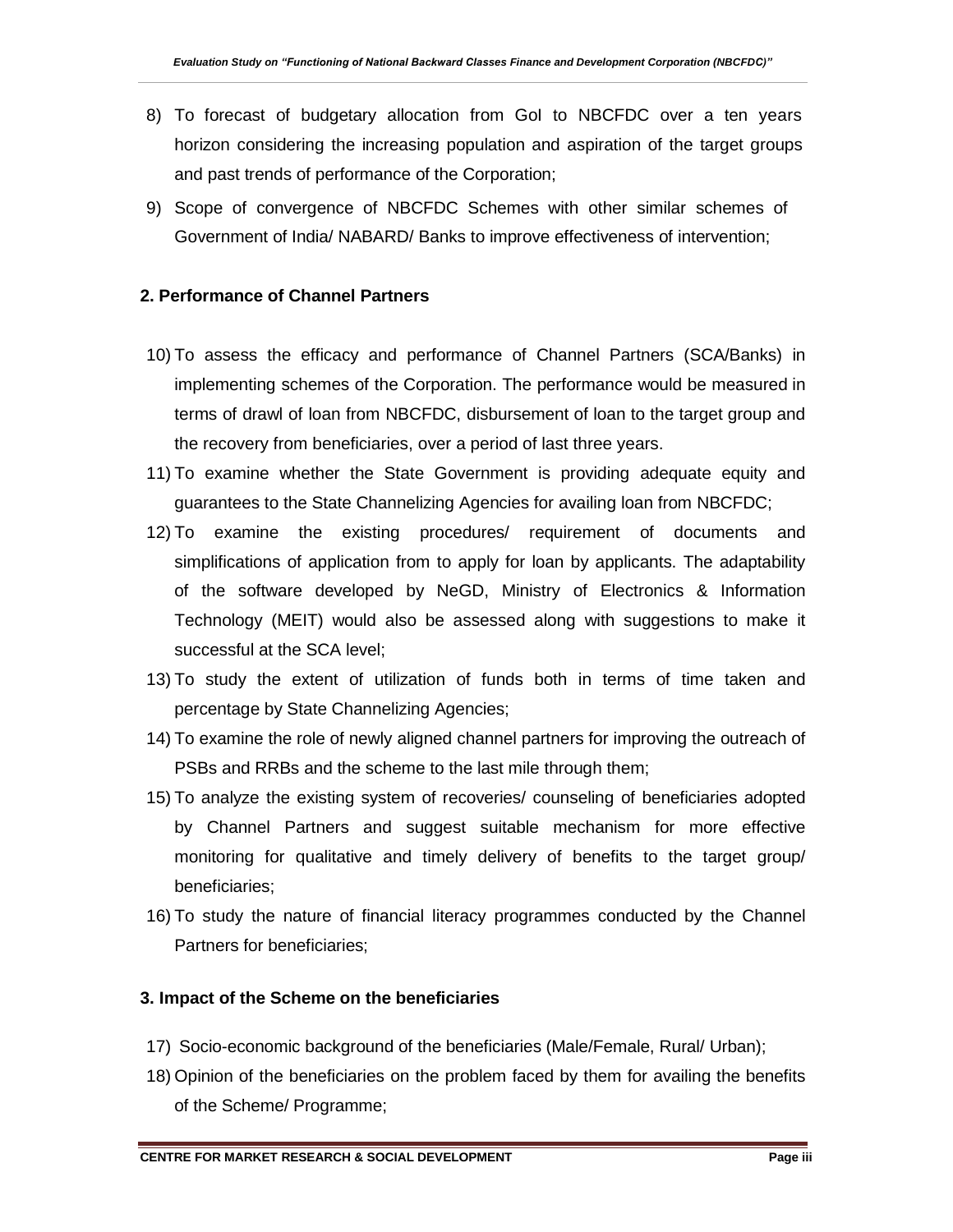8) To forecast of budgetary allocation from GoI to NBCFDC over a ten years horizon considering the increasing population and aspiration of the target groups and past trends of performance of the Corporation;
9) Scope of convergence of NBCFDC Schemes with other similar schemes of Government of India/ NABARD/ Banks to improve effectiveness of intervention;

**2. Performance of Channel Partners**

10) To assess the efficacy and performance of Channel Partners (SCA/Banks) in implementing schemes of the Corporation. The performance would be measured in terms of drawl of loan from NBCFDC, disbursement of loan to the target group and the recovery from beneficiaries, over a period of last three years.
11) To examine whether the State Government is providing adequate equity and guarantees to the State Channelizing Agencies for availing loan from NBCFDC;
12) To examine the existing procedures/ requirement of documents and simplifications of application from to apply for loan by applicants. The adaptability of the software developed by NeGD, Ministry of Electronics & Information Technology (MEIT) would also be assessed along with suggestions to make it successful at the SCA level;
13) To study the extent of utilization of funds both in terms of time taken and percentage by State Channelizing Agencies;
14) To examine the role of newly aligned channel partners for improving the outreach of PSBs and RRBs and the scheme to the last mile through them;
15) To analyze the existing system of recoveries/ counseling of beneficiaries adopted by Channel Partners and suggest suitable mechanism for more effective monitoring for qualitative and timely delivery of benefits to the target group/ beneficiaries;
16) To study the nature of financial literacy programmes conducted by the Channel Partners for beneficiaries;

**3. Impact of the Scheme on the beneficiaries**

17) Socio-economic background of the beneficiaries (Male/Female, Rural/ Urban);
18) Opinion of the beneficiaries on the problem faced by them for availing the benefits of the Scheme/ Programme;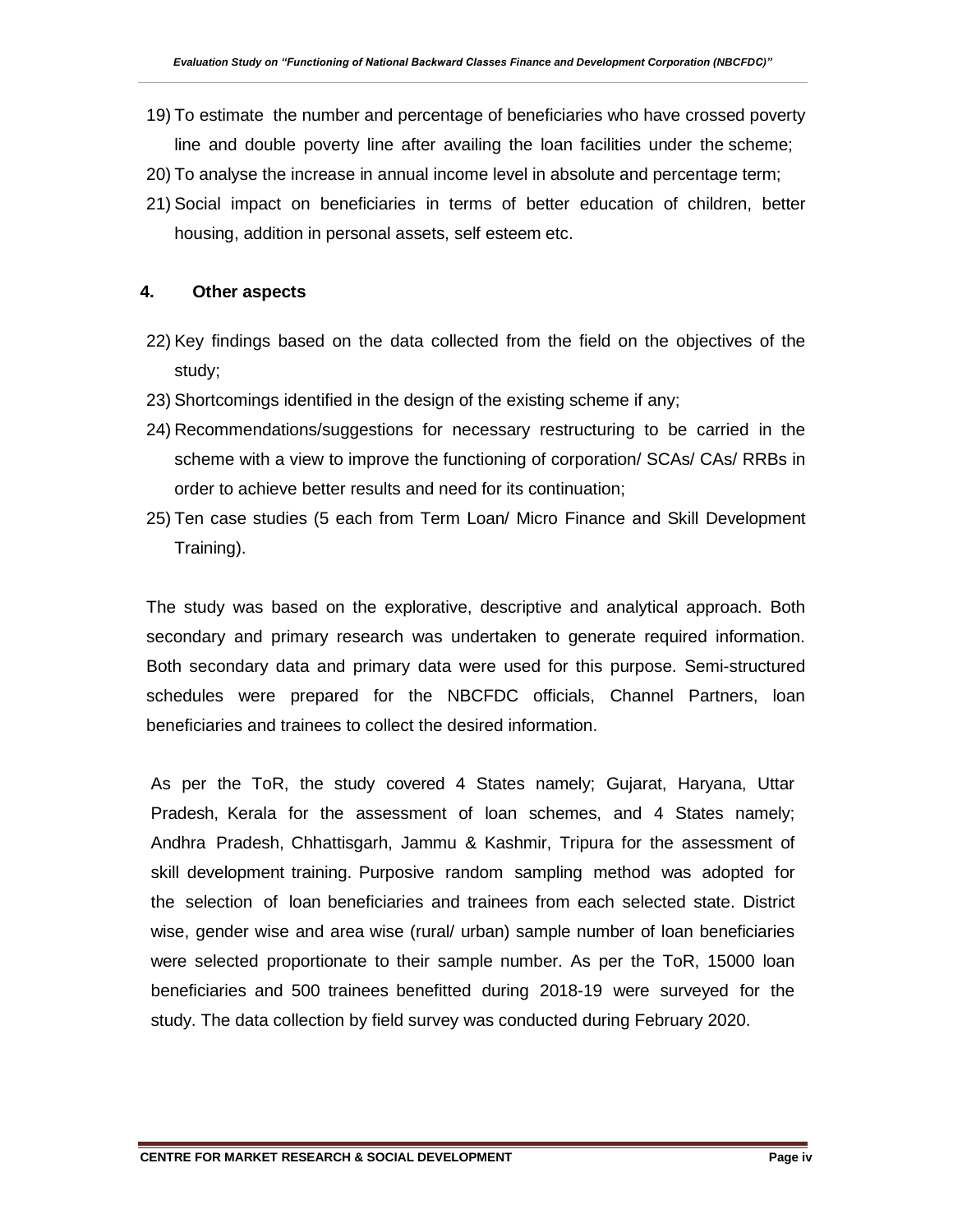19) To estimate the number and percentage of beneficiaries who have crossed poverty line and double poverty line after availing the loan facilities under the scheme;
20) To analyse the increase in annual income level in absolute and percentage term;
21) Social impact on beneficiaries in terms of better education of children, better housing, addition in personal assets, self esteem etc.

**4. Other aspects**

22) Key findings based on the data collected from the field on the objectives of the study;
23) Shortcomings identified in the design of the existing scheme if any;
24) Recommendations/suggestions for necessary restructuring to be carried in the scheme with a view to improve the functioning of corporation/ SCAs/ CAs/ RRBs in order to achieve better results and need for its continuation;
25) Ten case studies (5 each from Term Loan/ Micro Finance and Skill Development Training).

The study was based on the explorative, descriptive and analytical approach. Both secondary and primary research was undertaken to generate required information. Both secondary data and primary data were used for this purpose. Semi-structured schedules were prepared for the NBCFDC officials, Channel Partners, loan beneficiaries and trainees to collect the desired information.

As per the ToR, the study covered 4 States namely; Gujarat, Haryana, Uttar Pradesh, Kerala for the assessment of loan schemes, and 4 States namely; Andhra Pradesh, Chhattisgarh, Jammu & Kashmir, Tripura for the assessment of skill development training. Purposive random sampling method was adopted for the selection of loan beneficiaries and trainees from each selected state. District wise, gender wise and area wise (rural/ urban) sample number of loan beneficiaries were selected proportionate to their sample number. As per the ToR, 15000 loan beneficiaries and 500 trainees benefitted during 2018-19 were surveyed for the study. The data collection by field survey was conducted during February 2020.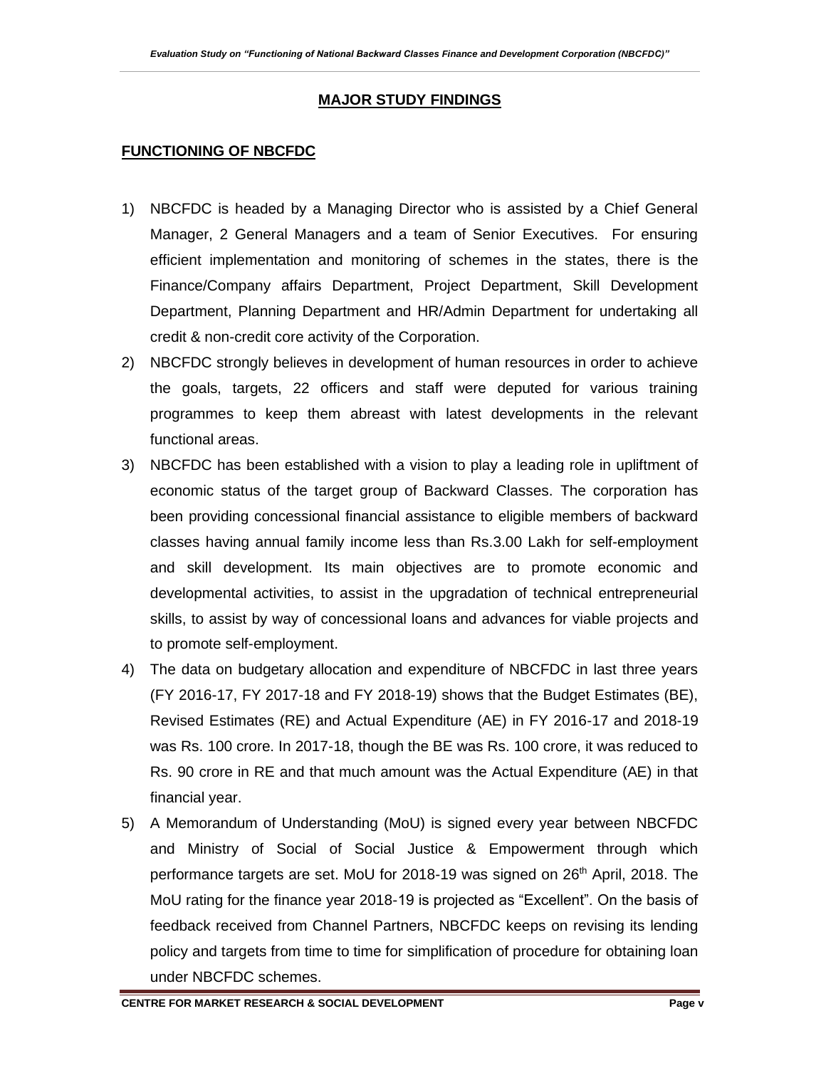## MAJOR STUDY FINDINGS

### FUNCTIONING OF NBCFDC

1) NBCFDC is headed by a Managing Director who is assisted by a Chief General Manager, 2 General Managers and a team of Senior Executives. For ensuring efficient implementation and monitoring of schemes in the states, there is the Finance/Company affairs Department, Project Department, Skill Development Department, Planning Department and HR/Admin Department for undertaking all credit & non-credit core activity of the Corporation.
2) NBCFDC strongly believes in development of human resources in order to achieve the goals, targets, 22 officers and staff were deputed for various training programmes to keep them abreast with latest developments in the relevant functional areas.
3) NBCFDC has been established with a vision to play a leading role in upliftment of economic status of the target group of Backward Classes. The corporation has been providing concessional financial assistance to eligible members of backward classes having annual family income less than Rs.3.00 Lakh for self-employment and skill development. Its main objectives are to promote economic and developmental activities, to assist in the upgradation of technical entrepreneurial skills, to assist by way of concessional loans and advances for viable projects and to promote self-employment.
4) The data on budgetary allocation and expenditure of NBCFDC in last three years (FY 2016-17, FY 2017-18 and FY 2018-19) shows that the Budget Estimates (BE), Revised Estimates (RE) and Actual Expenditure (AE) in FY 2016-17 and 2018-19 was Rs. 100 crore. In 2017-18, though the BE was Rs. 100 crore, it was reduced to Rs. 90 crore in RE and that much amount was the Actual Expenditure (AE) in that financial year.
5) A Memorandum of Understanding (MoU) is signed every year between NBCFDC and Ministry of Social of Social Justice & Empowerment through which performance targets are set. MoU for 2018-19 was signed on 26th April, 2018. The MoU rating for the finance year 2018-19 is projected as "Excellent". On the basis of feedback received from Channel Partners, NBCFDC keeps on revising its lending policy and targets from time to time for simplification of procedure for obtaining loan under NBCFDC schemes.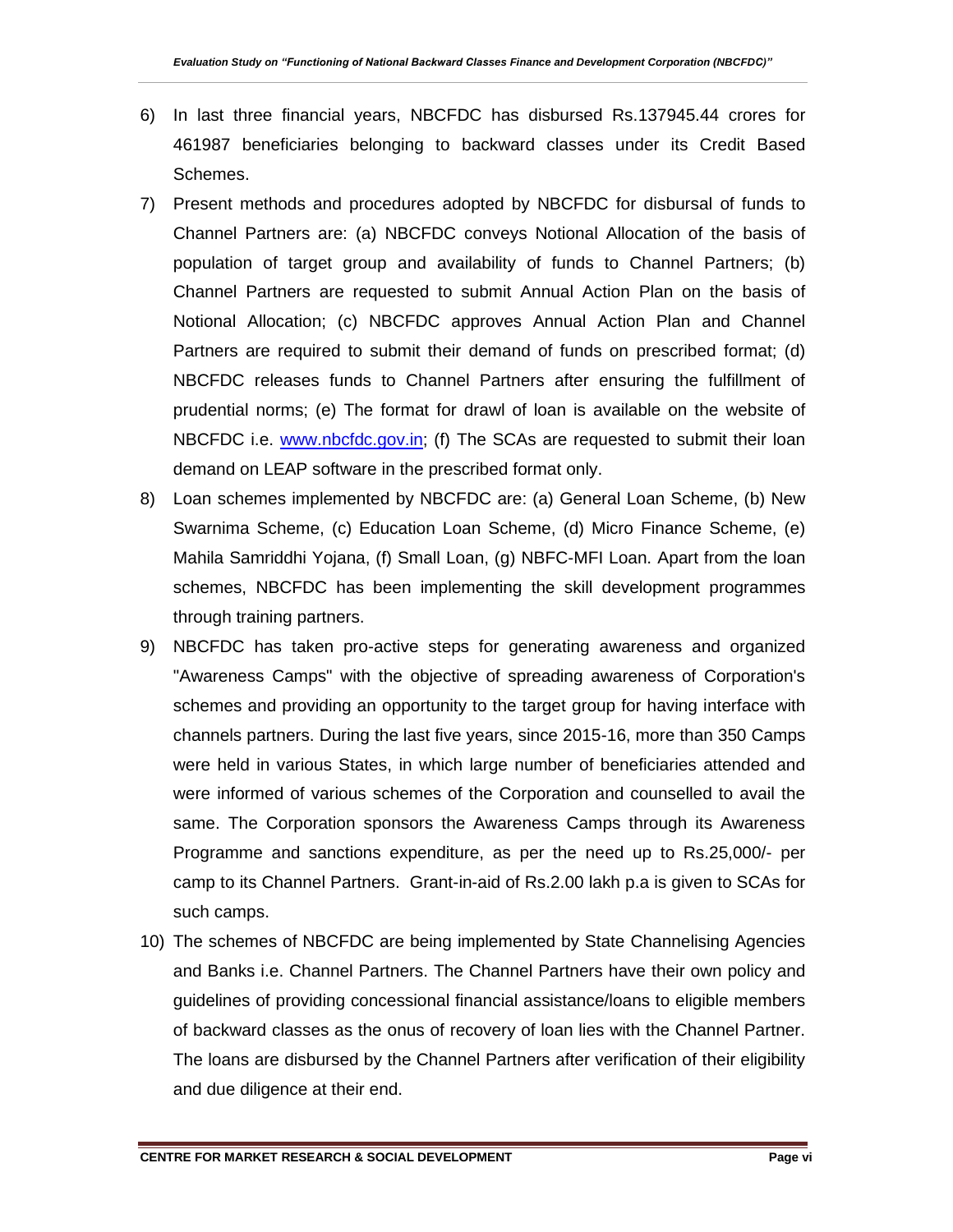6) In last three financial years, NBCFDC has disbursed Rs.137945.44 crores for 461987 beneficiaries belonging to backward classes under its Credit Based Schemes.

7) Present methods and procedures adopted by NBCFDC for disbursal of funds to Channel Partners are: (a) NBCFDC conveys Notional Allocation of the basis of population of target group and availability of funds to Channel Partners; (b) Channel Partners are requested to submit Annual Action Plan on the basis of Notional Allocation; (c) NBCFDC approves Annual Action Plan and Channel Partners are required to submit their demand of funds on prescribed format; (d) NBCFDC releases funds to Channel Partners after ensuring the fulfillment of prudential norms; (e) The format for drawl of loan is available on the website of NBCFDC i.e. [www.nbcfdc.gov.in](http://www.nbcfdc.gov.in); (f) The SCAs are requested to submit their loan demand on LEAP software in the prescribed format only.

8) Loan schemes implemented by NBCFDC are: (a) General Loan Scheme, (b) New Swarnima Scheme, (c) Education Loan Scheme, (d) Micro Finance Scheme, (e) Mahila Samriddhi Yojana, (f) Small Loan, (g) NBFC-MFI Loan. Apart from the loan schemes, NBCFDC has been implementing the skill development programmes through training partners.

9) NBCFDC has taken pro-active steps for generating awareness and organized "Awareness Camps" with the objective of spreading awareness of Corporation's schemes and providing an opportunity to the target group for having interface with channels partners. During the last five years, since 2015-16, more than 350 Camps were held in various States, in which large number of beneficiaries attended and were informed of various schemes of the Corporation and counselled to avail the same. The Corporation sponsors the Awareness Camps through its Awareness Programme and sanctions expenditure, as per the need up to Rs.25,000/- per camp to its Channel Partners. Grant-in-aid of Rs.2.00 lakh p.a is given to SCAs for such camps.

10) The schemes of NBCFDC are being implemented by State Channelising Agencies and Banks i.e. Channel Partners. The Channel Partners have their own policy and guidelines of providing concessional financial assistance/loans to eligible members of backward classes as the onus of recovery of loan lies with the Channel Partner. The loans are disbursed by the Channel Partners after verification of their eligibility and due diligence at their end.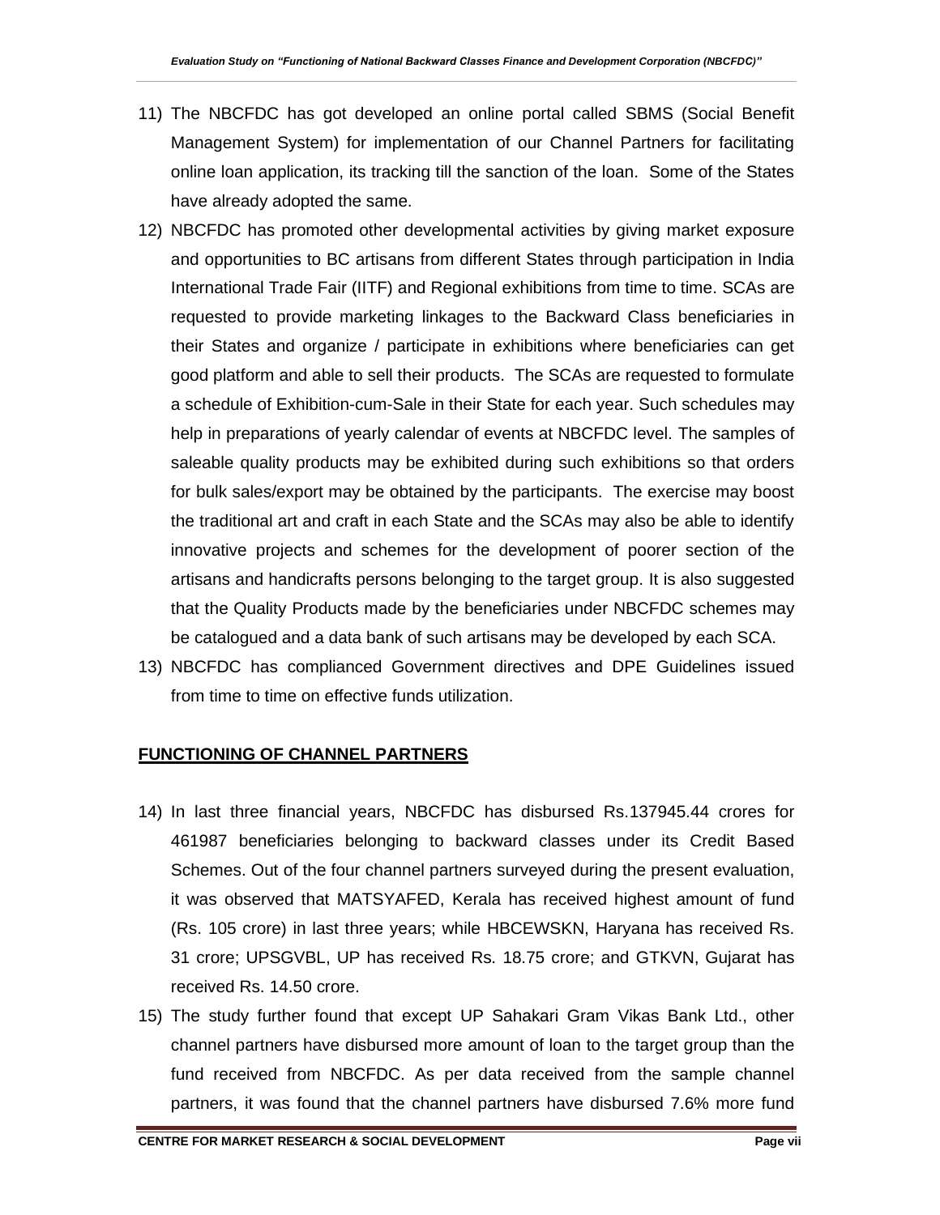11) The NBCFDC has got developed an online portal called SBMS (Social Benefit Management System) for implementation of our Channel Partners for facilitating online loan application, its tracking till the sanction of the loan. Some of the States have already adopted the same.

12) NBCFDC has promoted other developmental activities by giving market exposure and opportunities to BC artisans from different States through participation in India International Trade Fair (IITF) and Regional exhibitions from time to time. SCAs are requested to provide marketing linkages to the Backward Class beneficiaries in their States and organize / participate in exhibitions where beneficiaries can get good platform and able to sell their products. The SCAs are requested to formulate a schedule of Exhibition-cum-Sale in their State for each year. Such schedules may help in preparations of yearly calendar of events at NBCFDC level. The samples of saleable quality products may be exhibited during such exhibitions so that orders for bulk sales/export may be obtained by the participants. The exercise may boost the traditional art and craft in each State and the SCAs may also be able to identify innovative projects and schemes for the development of poorer section of the artisans and handicrafts persons belonging to the target group. It is also suggested that the Quality Products made by the beneficiaries under NBCFDC schemes may be catalogued and a data bank of such artisans may be developed by each SCA.

13) NBCFDC has complianced Government directives and DPE Guidelines issued from time to time on effective funds utilization.

## FUNCTIONING OF CHANNEL PARTNERS

14) In last three financial years, NBCFDC has disbursed Rs.137945.44 crores for 461987 beneficiaries belonging to backward classes under its Credit Based Schemes. Out of the four channel partners surveyed during the present evaluation, it was observed that MATSYAFED, Kerala has received highest amount of fund (Rs. 105 crore) in last three years; while HBCEWSKN, Haryana has received Rs. 31 crore; UPSGVBL, UP has received Rs. 18.75 crore; and GTKVN, Gujarat has received Rs. 14.50 crore.

15) The study further found that except UP Sahakari Gram Vikas Bank Ltd., other channel partners have disbursed more amount of loan to the target group than the fund received from NBCFDC. As per data received from the sample channel partners, it was found that the channel partners have disbursed 7.6% more fund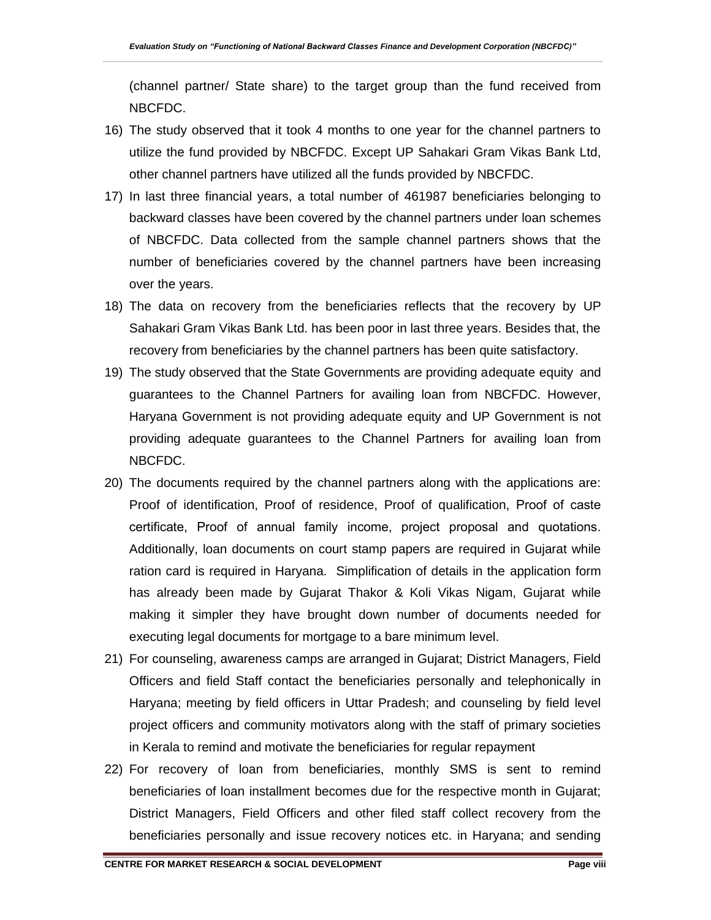(channel partner/ State share) to the target group than the fund received from NBCFDC.

16) The study observed that it took 4 months to one year for the channel partners to utilize the fund provided by NBCFDC. Except UP Sahakari Gram Vikas Bank Ltd, other channel partners have utilized all the funds provided by NBCFDC.

17) In last three financial years, a total number of 461987 beneficiaries belonging to backward classes have been covered by the channel partners under loan schemes of NBCFDC. Data collected from the sample channel partners shows that the number of beneficiaries covered by the channel partners have been increasing over the years.

18) The data on recovery from the beneficiaries reflects that the recovery by UP Sahakari Gram Vikas Bank Ltd. has been poor in last three years. Besides that, the recovery from beneficiaries by the channel partners has been quite satisfactory.

19) The study observed that the State Governments are providing adequate equity and guarantees to the Channel Partners for availing loan from NBCFDC. However, Haryana Government is not providing adequate equity and UP Government is not providing adequate guarantees to the Channel Partners for availing loan from NBCFDC.

20) The documents required by the channel partners along with the applications are: Proof of identification, Proof of residence, Proof of qualification, Proof of caste certificate, Proof of annual family income, project proposal and quotations. Additionally, loan documents on court stamp papers are required in Gujarat while ration card is required in Haryana. Simplification of details in the application form has already been made by Gujarat Thakor & Koli Vikas Nigam, Gujarat while making it simpler they have brought down number of documents needed for executing legal documents for mortgage to a bare minimum level.

21) For counseling, awareness camps are arranged in Gujarat; District Managers, Field Officers and field Staff contact the beneficiaries personally and telephonically in Haryana; meeting by field officers in Uttar Pradesh; and counseling by field level project officers and community motivators along with the staff of primary societies in Kerala to remind and motivate the beneficiaries for regular repayment

22) For recovery of loan from beneficiaries, monthly SMS is sent to remind beneficiaries of loan installment becomes due for the respective month in Gujarat; District Managers, Field Officers and other filed staff collect recovery from the beneficiaries personally and issue recovery notices etc. in Haryana; and sending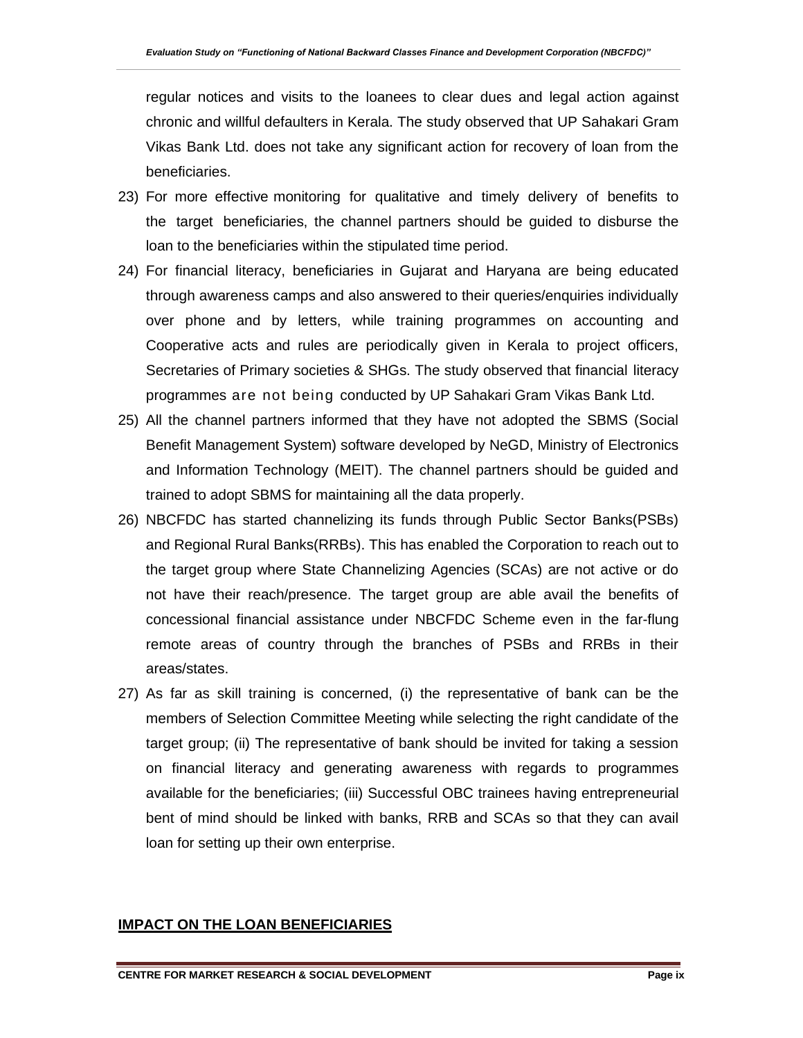regular notices and visits to the loanees to clear dues and legal action against chronic and willful defaulters in Kerala. The study observed that UP Sahakari Gram Vikas Bank Ltd. does not take any significant action for recovery of loan from the beneficiaries.

23) For more effective monitoring for qualitative and timely delivery of benefits to the target beneficiaries, the channel partners should be guided to disburse the loan to the beneficiaries within the stipulated time period.

24) For financial literacy, beneficiaries in Gujarat and Haryana are being educated through awareness camps and also answered to their queries/enquiries individually over phone and by letters, while training programmes on accounting and Cooperative acts and rules are periodically given in Kerala to project officers, Secretaries of Primary societies & SHGs. The study observed that financial literacy programmes are not being conducted by UP Sahakari Gram Vikas Bank Ltd.

25) All the channel partners informed that they have not adopted the SBMS (Social Benefit Management System) software developed by NeGD, Ministry of Electronics and Information Technology (MEIT). The channel partners should be guided and trained to adopt SBMS for maintaining all the data properly.

26) NBCFDC has started channelizing its funds through Public Sector Banks(PSBs) and Regional Rural Banks(RRBs). This has enabled the Corporation to reach out to the target group where State Channelizing Agencies (SCAs) are not active or do not have their reach/presence. The target group are able avail the benefits of concessional financial assistance under NBCFDC Scheme even in the far-flung remote areas of country through the branches of PSBs and RRBs in their areas/states.

27) As far as skill training is concerned, (i) the representative of bank can be the members of Selection Committee Meeting while selecting the right candidate of the target group; (ii) The representative of bank should be invited for taking a session on financial literacy and generating awareness with regards to programmes available for the beneficiaries; (iii) Successful OBC trainees having entrepreneurial bent of mind should be linked with banks, RRB and SCAs so that they can avail loan for setting up their own enterprise.

## IMPACT ON THE LOAN BENEFICIARIES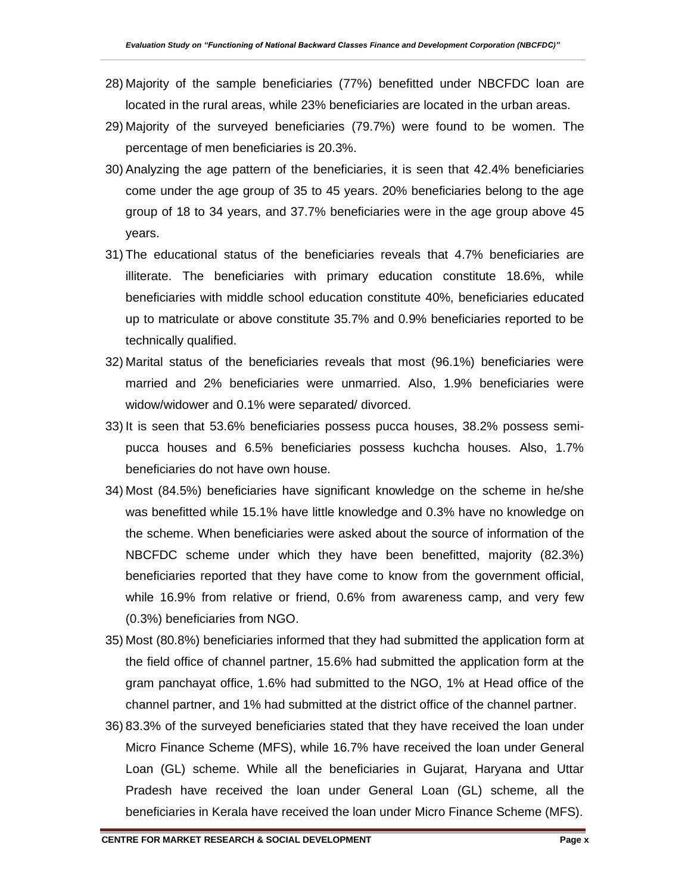28) Majority of the sample beneficiaries (77%) benefitted under NBCFDC loan are located in the rural areas, while 23% beneficiaries are located in the urban areas.

29) Majority of the surveyed beneficiaries (79.7%) were found to be women. The percentage of men beneficiaries is 20.3%.

30) Analyzing the age pattern of the beneficiaries, it is seen that 42.4% beneficiaries come under the age group of 35 to 45 years. 20% beneficiaries belong to the age group of 18 to 34 years, and 37.7% beneficiaries were in the age group above 45 years.

31) The educational status of the beneficiaries reveals that 4.7% beneficiaries are illiterate. The beneficiaries with primary education constitute 18.6%, while beneficiaries with middle school education constitute 40%, beneficiaries educated up to matriculate or above constitute 35.7% and 0.9% beneficiaries reported to be technically qualified.

32) Marital status of the beneficiaries reveals that most (96.1%) beneficiaries were married and 2% beneficiaries were unmarried. Also, 1.9% beneficiaries were widow/widower and 0.1% were separated/ divorced.

33) It is seen that 53.6% beneficiaries possess pucca houses, 38.2% possess semi-pucca houses and 6.5% beneficiaries possess kuchcha houses. Also, 1.7% beneficiaries do not have own house.

34) Most (84.5%) beneficiaries have significant knowledge on the scheme in he/she was benefitted while 15.1% have little knowledge and 0.3% have no knowledge on the scheme. When beneficiaries were asked about the source of information of the NBCFDC scheme under which they have been benefitted, majority (82.3%) beneficiaries reported that they have come to know from the government official, while 16.9% from relative or friend, 0.6% from awareness camp, and very few (0.3%) beneficiaries from NGO.

35) Most (80.8%) beneficiaries informed that they had submitted the application form at the field office of channel partner, 15.6% had submitted the application form at the gram panchayat office, 1.6% had submitted to the NGO, 1% at Head office of the channel partner, and 1% had submitted at the district office of the channel partner.

36) 83.3% of the surveyed beneficiaries stated that they have received the loan under Micro Finance Scheme (MFS), while 16.7% have received the loan under General Loan (GL) scheme. While all the beneficiaries in Gujarat, Haryana and Uttar Pradesh have received the loan under General Loan (GL) scheme, all the beneficiaries in Kerala have received the loan under Micro Finance Scheme (MFS).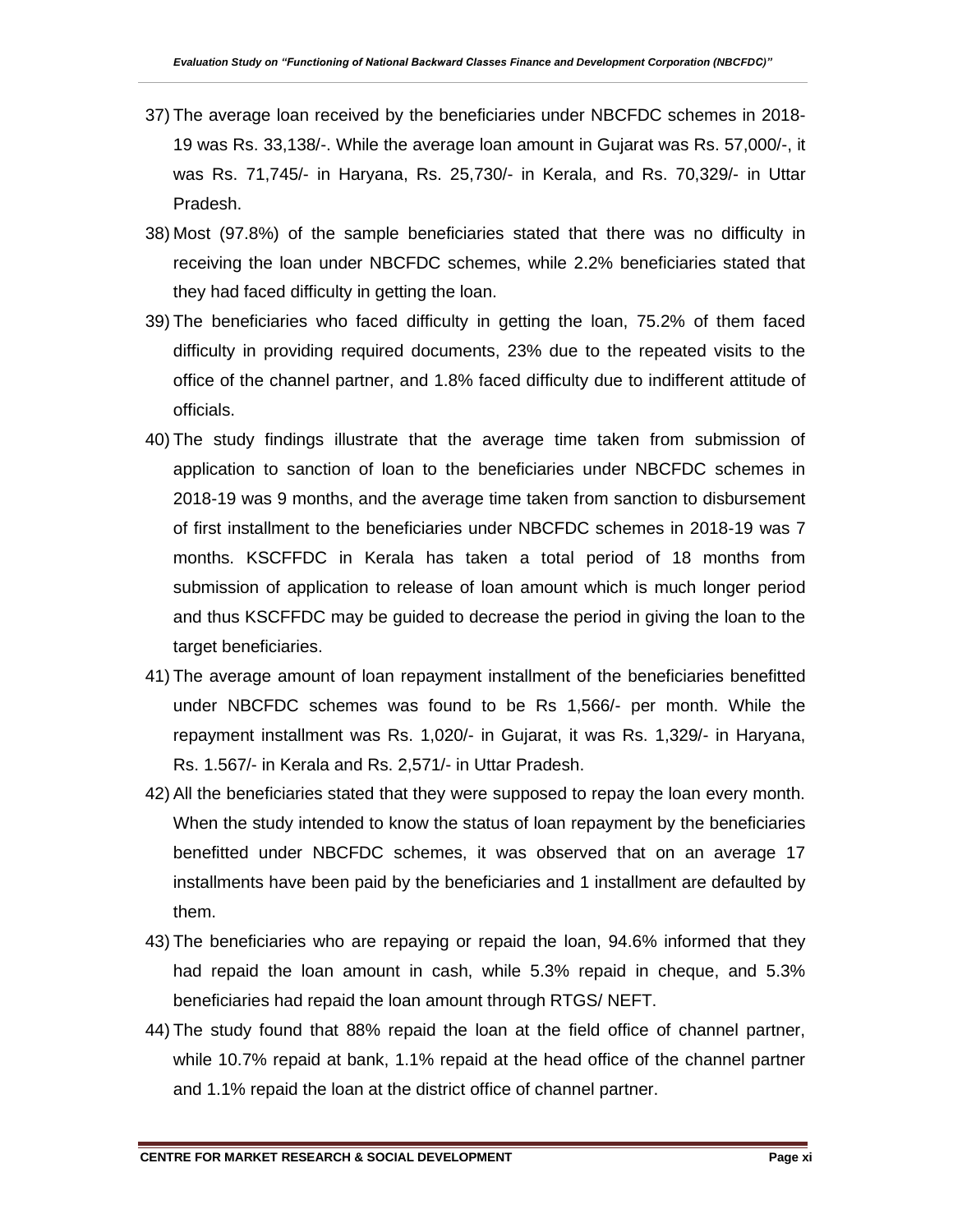37) The average loan received by the beneficiaries under NBCFDC schemes in 2018-19 was Rs. 33,138/-. While the average loan amount in Gujarat was Rs. 57,000/-, it was Rs. 71,745/- in Haryana, Rs. 25,730/- in Kerala, and Rs. 70,329/- in Uttar Pradesh.

38) Most (97.8%) of the sample beneficiaries stated that there was no difficulty in receiving the loan under NBCFDC schemes, while 2.2% beneficiaries stated that they had faced difficulty in getting the loan.

39) The beneficiaries who faced difficulty in getting the loan, 75.2% of them faced difficulty in providing required documents, 23% due to the repeated visits to the office of the channel partner, and 1.8% faced difficulty due to indifferent attitude of officials.

40) The study findings illustrate that the average time taken from submission of application to sanction of loan to the beneficiaries under NBCFDC schemes in 2018-19 was 9 months, and the average time taken from sanction to disbursement of first installment to the beneficiaries under NBCFDC schemes in 2018-19 was 7 months. KSCFFDC in Kerala has taken a total period of 18 months from submission of application to release of loan amount which is much longer period and thus KSCFFDC may be guided to decrease the period in giving the loan to the target beneficiaries.

41) The average amount of loan repayment installment of the beneficiaries benefitted under NBCFDC schemes was found to be Rs 1,566/- per month. While the repayment installment was Rs. 1,020/- in Gujarat, it was Rs. 1,329/- in Haryana, Rs. 1.567/- in Kerala and Rs. 2,571/- in Uttar Pradesh.

42) All the beneficiaries stated that they were supposed to repay the loan every month. When the study intended to know the status of loan repayment by the beneficiaries benefitted under NBCFDC schemes, it was observed that on an average 17 installments have been paid by the beneficiaries and 1 installment are defaulted by them.

43) The beneficiaries who are repaying or repaid the loan, 94.6% informed that they had repaid the loan amount in cash, while 5.3% repaid in cheque, and 5.3% beneficiaries had repaid the loan amount through RTGS/ NEFT.

44) The study found that 88% repaid the loan at the field office of channel partner, while 10.7% repaid at bank, 1.1% repaid at the head office of the channel partner and 1.1% repaid the loan at the district office of channel partner.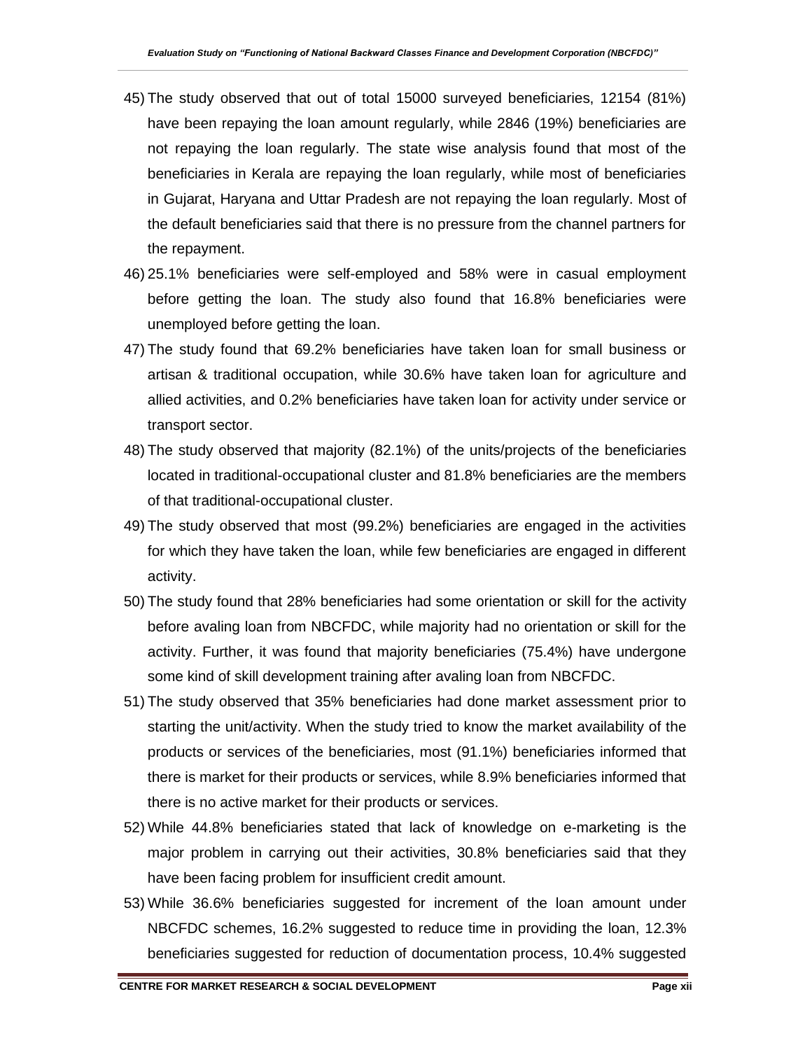45) The study observed that out of total 15000 surveyed beneficiaries, 12154 (81%) have been repaying the loan amount regularly, while 2846 (19%) beneficiaries are not repaying the loan regularly. The state wise analysis found that most of the beneficiaries in Kerala are repaying the loan regularly, while most of beneficiaries in Gujarat, Haryana and Uttar Pradesh are not repaying the loan regularly. Most of the default beneficiaries said that there is no pressure from the channel partners for the repayment.

46) 25.1% beneficiaries were self-employed and 58% were in casual employment before getting the loan. The study also found that 16.8% beneficiaries were unemployed before getting the loan.

47) The study found that 69.2% beneficiaries have taken loan for small business or artisan & traditional occupation, while 30.6% have taken loan for agriculture and allied activities, and 0.2% beneficiaries have taken loan for activity under service or transport sector.

48) The study observed that majority (82.1%) of the units/projects of the beneficiaries located in traditional-occupational cluster and 81.8% beneficiaries are the members of that traditional-occupational cluster.

49) The study observed that most (99.2%) beneficiaries are engaged in the activities for which they have taken the loan, while few beneficiaries are engaged in different activity.

50) The study found that 28% beneficiaries had some orientation or skill for the activity before avaling loan from NBCFDC, while majority had no orientation or skill for the activity. Further, it was found that majority beneficiaries (75.4%) have undergone some kind of skill development training after avaling loan from NBCFDC.

51) The study observed that 35% beneficiaries had done market assessment prior to starting the unit/activity. When the study tried to know the market availability of the products or services of the beneficiaries, most (91.1%) beneficiaries informed that there is market for their products or services, while 8.9% beneficiaries informed that there is no active market for their products or services.

52) While 44.8% beneficiaries stated that lack of knowledge on e-marketing is the major problem in carrying out their activities, 30.8% beneficiaries said that they have been facing problem for insufficient credit amount.

53) While 36.6% beneficiaries suggested for increment of the loan amount under NBCFDC schemes, 16.2% suggested to reduce time in providing the loan, 12.3% beneficiaries suggested for reduction of documentation process, 10.4% suggested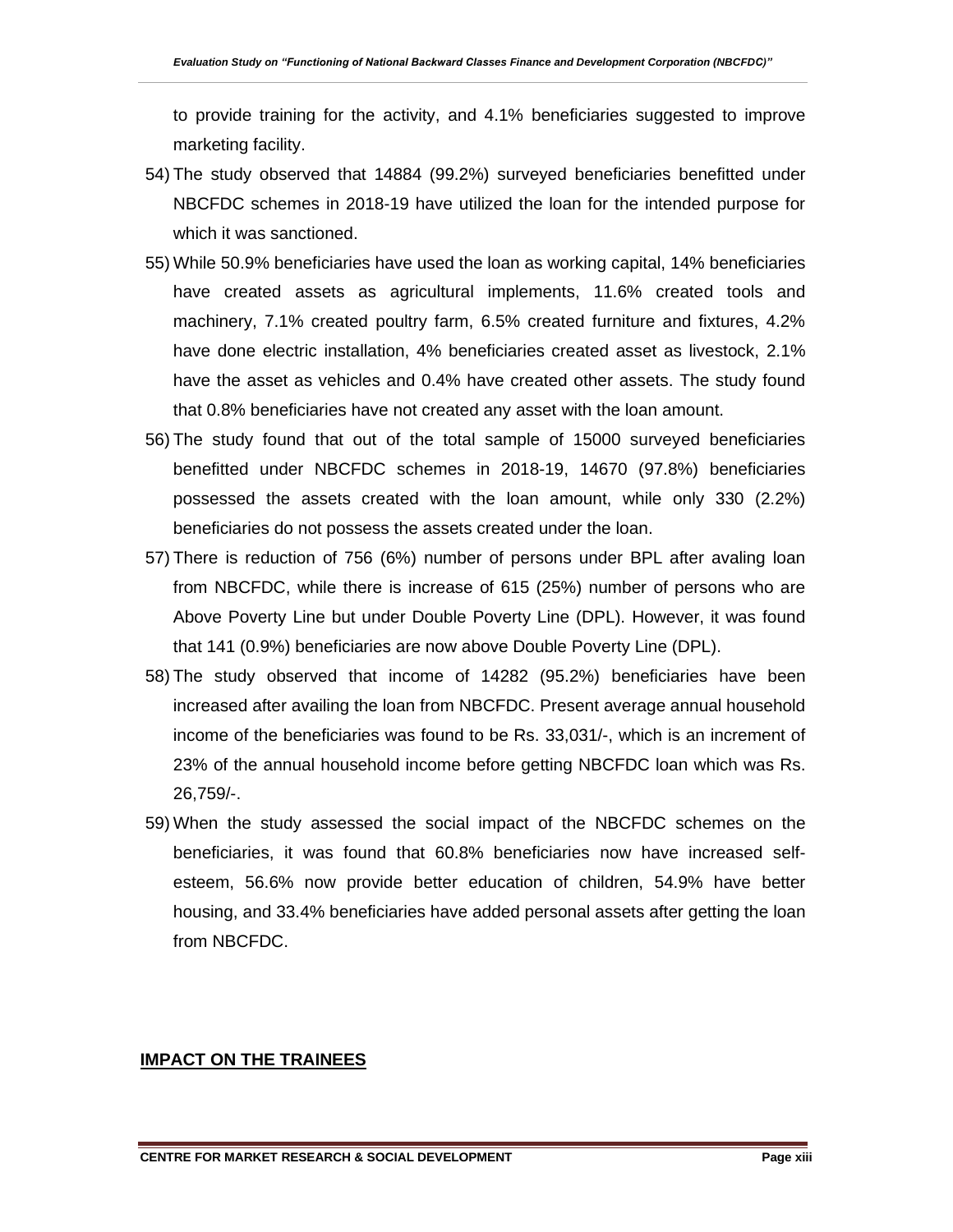to provide training for the activity, and 4.1% beneficiaries suggested to improve marketing facility.

54) The study observed that 14884 (99.2%) surveyed beneficiaries benefitted under NBCFDC schemes in 2018-19 have utilized the loan for the intended purpose for which it was sanctioned.

55) While 50.9% beneficiaries have used the loan as working capital, 14% beneficiaries have created assets as agricultural implements, 11.6% created tools and machinery, 7.1% created poultry farm, 6.5% created furniture and fixtures, 4.2% have done electric installation, 4% beneficiaries created asset as livestock, 2.1% have the asset as vehicles and 0.4% have created other assets. The study found that 0.8% beneficiaries have not created any asset with the loan amount.

56) The study found that out of the total sample of 15000 surveyed beneficiaries benefitted under NBCFDC schemes in 2018-19, 14670 (97.8%) beneficiaries possessed the assets created with the loan amount, while only 330 (2.2%) beneficiaries do not possess the assets created under the loan.

57) There is reduction of 756 (6%) number of persons under BPL after avaling loan from NBCFDC, while there is increase of 615 (25%) number of persons who are Above Poverty Line but under Double Poverty Line (DPL). However, it was found that 141 (0.9%) beneficiaries are now above Double Poverty Line (DPL).

58) The study observed that income of 14282 (95.2%) beneficiaries have been increased after availing the loan from NBCFDC. Present average annual household income of the beneficiaries was found to be Rs. 33,031/-, which is an increment of 23% of the annual household income before getting NBCFDC loan which was Rs. 26,759/-.

59) When the study assessed the social impact of the NBCFDC schemes on the beneficiaries, it was found that 60.8% beneficiaries now have increased self-esteem, 56.6% now provide better education of children, 54.9% have better housing, and 33.4% beneficiaries have added personal assets after getting the loan from NBCFDC.

## IMPACT ON THE TRAINEES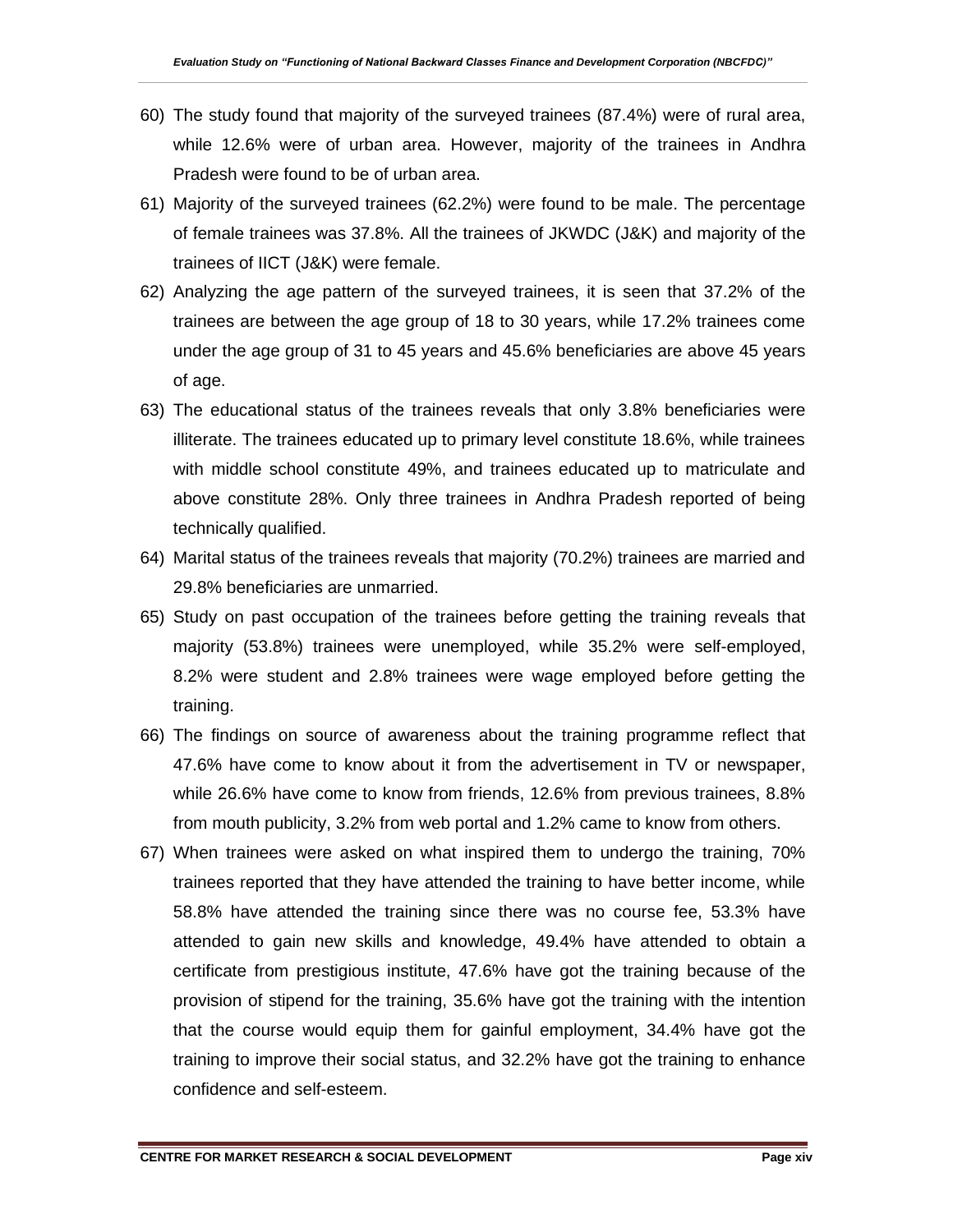60) The study found that majority of the surveyed trainees (87.4%) were of rural area, while 12.6% were of urban area. However, majority of the trainees in Andhra Pradesh were found to be of urban area.

61) Majority of the surveyed trainees (62.2%) were found to be male. The percentage of female trainees was 37.8%. All the trainees of JKWDC (J&K) and majority of the trainees of IICT (J&K) were female.

62) Analyzing the age pattern of the surveyed trainees, it is seen that 37.2% of the trainees are between the age group of 18 to 30 years, while 17.2% trainees come under the age group of 31 to 45 years and 45.6% beneficiaries are above 45 years of age.

63) The educational status of the trainees reveals that only 3.8% beneficiaries were illiterate. The trainees educated up to primary level constitute 18.6%, while trainees with middle school constitute 49%, and trainees educated up to matriculate and above constitute 28%. Only three trainees in Andhra Pradesh reported of being technically qualified.

64) Marital status of the trainees reveals that majority (70.2%) trainees are married and 29.8% beneficiaries are unmarried.

65) Study on past occupation of the trainees before getting the training reveals that majority (53.8%) trainees were unemployed, while 35.2% were self-employed, 8.2% were student and 2.8% trainees were wage employed before getting the training.

66) The findings on source of awareness about the training programme reflect that 47.6% have come to know about it from the advertisement in TV or newspaper, while 26.6% have come to know from friends, 12.6% from previous trainees, 8.8% from mouth publicity, 3.2% from web portal and 1.2% came to know from others.

67) When trainees were asked on what inspired them to undergo the training, 70% trainees reported that they have attended the training to have better income, while 58.8% have attended the training since there was no course fee, 53.3% have attended to gain new skills and knowledge, 49.4% have attended to obtain a certificate from prestigious institute, 47.6% have got the training because of the provision of stipend for the training, 35.6% have got the training with the intention that the course would equip them for gainful employment, 34.4% have got the training to improve their social status, and 32.2% have got the training to enhance confidence and self-esteem.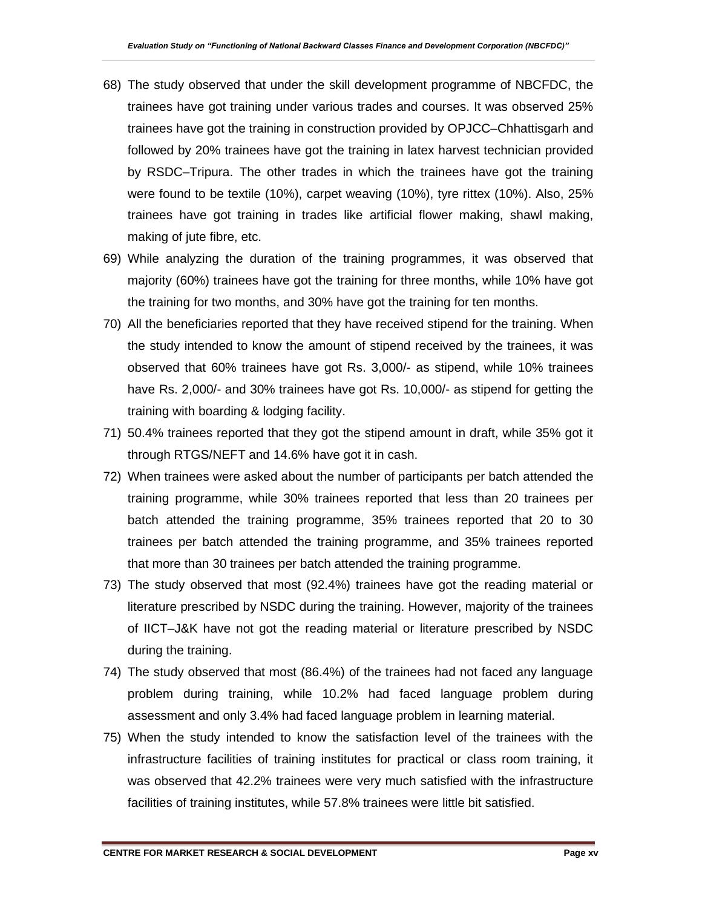68) The study observed that under the skill development programme of NBCFDC, the trainees have got training under various trades and courses. It was observed 25% trainees have got the training in construction provided by OPJCC–Chhattisgarh and followed by 20% trainees have got the training in latex harvest technician provided by RSDC–Tripura. The other trades in which the trainees have got the training were found to be textile (10%), carpet weaving (10%), tyre rittex (10%). Also, 25% trainees have got training in trades like artificial flower making, shawl making, making of jute fibre, etc.

69) While analyzing the duration of the training programmes, it was observed that majority (60%) trainees have got the training for three months, while 10% have got the training for two months, and 30% have got the training for ten months.

70) All the beneficiaries reported that they have received stipend for the training. When the study intended to know the amount of stipend received by the trainees, it was observed that 60% trainees have got Rs. 3,000/- as stipend, while 10% trainees have Rs. 2,000/- and 30% trainees have got Rs. 10,000/- as stipend for getting the training with boarding & lodging facility.

71) 50.4% trainees reported that they got the stipend amount in draft, while 35% got it through RTGS/NEFT and 14.6% have got it in cash.

72) When trainees were asked about the number of participants per batch attended the training programme, while 30% trainees reported that less than 20 trainees per batch attended the training programme, 35% trainees reported that 20 to 30 trainees per batch attended the training programme, and 35% trainees reported that more than 30 trainees per batch attended the training programme.

73) The study observed that most (92.4%) trainees have got the reading material or literature prescribed by NSDC during the training. However, majority of the trainees of IICT–J&K have not got the reading material or literature prescribed by NSDC during the training.

74) The study observed that most (86.4%) of the trainees had not faced any language problem during training, while 10.2% had faced language problem during assessment and only 3.4% had faced language problem in learning material.

75) When the study intended to know the satisfaction level of the trainees with the infrastructure facilities of training institutes for practical or class room training, it was observed that 42.2% trainees were very much satisfied with the infrastructure facilities of training institutes, while 57.8% trainees were little bit satisfied.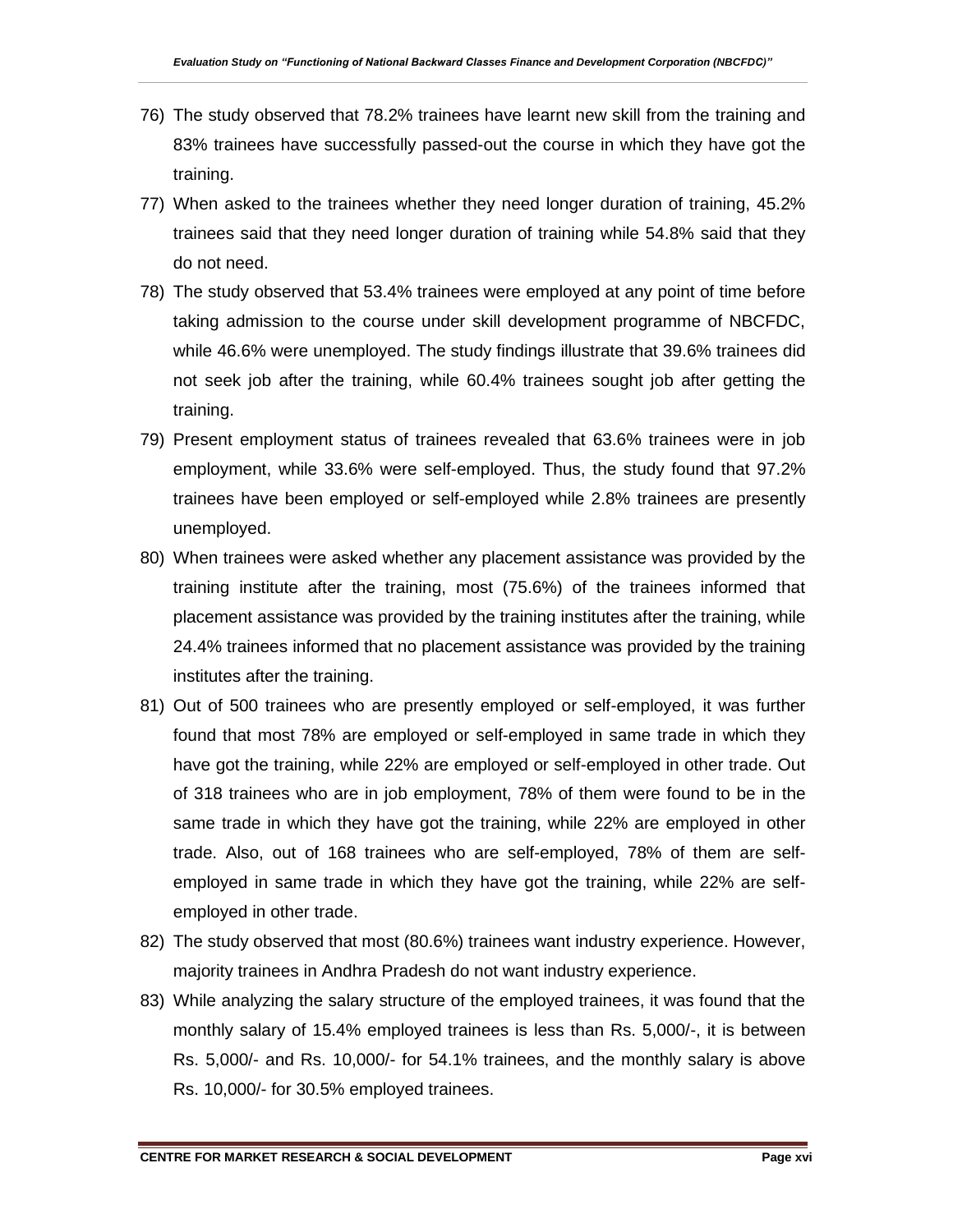76) The study observed that 78.2% trainees have learnt new skill from the training and 83% trainees have successfully passed-out the course in which they have got the training.

77) When asked to the trainees whether they need longer duration of training, 45.2% trainees said that they need longer duration of training while 54.8% said that they do not need.

78) The study observed that 53.4% trainees were employed at any point of time before taking admission to the course under skill development programme of NBCFDC, while 46.6% were unemployed. The study findings illustrate that 39.6% trainees did not seek job after the training, while 60.4% trainees sought job after getting the training.

79) Present employment status of trainees revealed that 63.6% trainees were in job employment, while 33.6% were self-employed. Thus, the study found that 97.2% trainees have been employed or self-employed while 2.8% trainees are presently unemployed.

80) When trainees were asked whether any placement assistance was provided by the training institute after the training, most (75.6%) of the trainees informed that placement assistance was provided by the training institutes after the training, while 24.4% trainees informed that no placement assistance was provided by the training institutes after the training.

81) Out of 500 trainees who are presently employed or self-employed, it was further found that most 78% are employed or self-employed in same trade in which they have got the training, while 22% are employed or self-employed in other trade. Out of 318 trainees who are in job employment, 78% of them were found to be in the same trade in which they have got the training, while 22% are employed in other trade. Also, out of 168 trainees who are self-employed, 78% of them are self-employed in same trade in which they have got the training, while 22% are self-employed in other trade.

82) The study observed that most (80.6%) trainees want industry experience. However, majority trainees in Andhra Pradesh do not want industry experience.

83) While analyzing the salary structure of the employed trainees, it was found that the monthly salary of 15.4% employed trainees is less than Rs. 5,000/-, it is between Rs. 5,000/- and Rs. 10,000/- for 54.1% trainees, and the monthly salary is above Rs. 10,000/- for 30.5% employed trainees.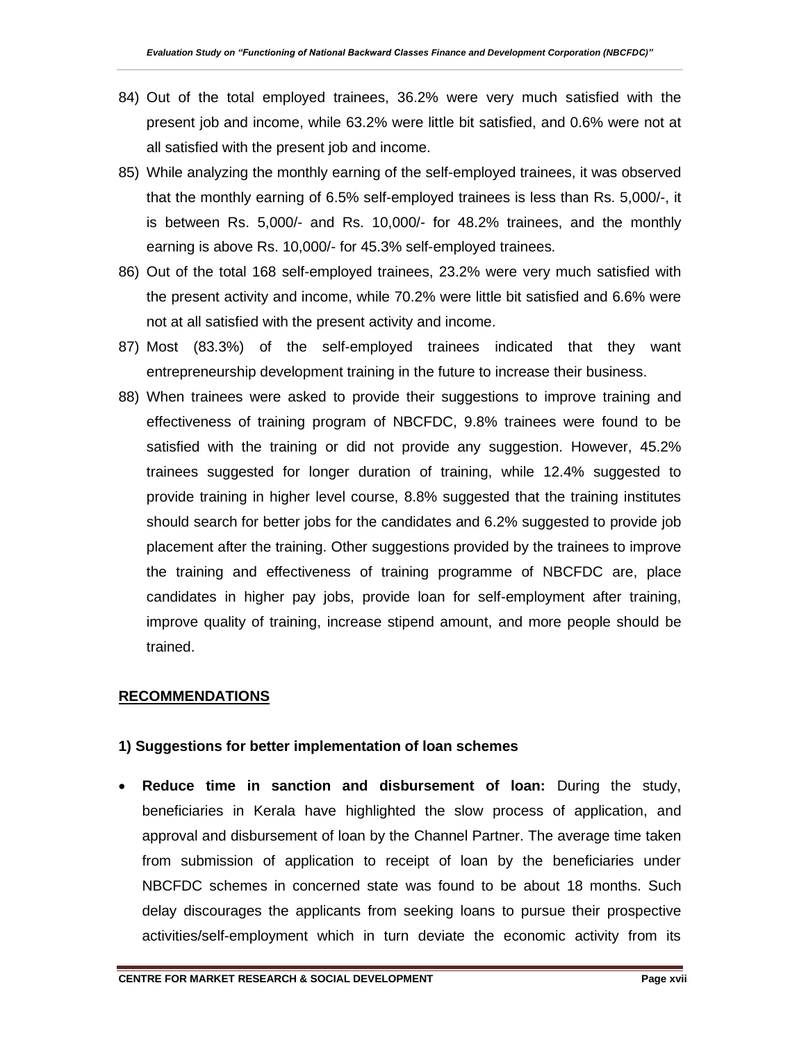84) Out of the total employed trainees, 36.2% were very much satisfied with the present job and income, while 63.2% were little bit satisfied, and 0.6% were not at all satisfied with the present job and income.

85) While analyzing the monthly earning of the self-employed trainees, it was observed that the monthly earning of 6.5% self-employed trainees is less than Rs. 5,000/-, it is between Rs. 5,000/- and Rs. 10,000/- for 48.2% trainees, and the monthly earning is above Rs. 10,000/- for 45.3% self-employed trainees.

86) Out of the total 168 self-employed trainees, 23.2% were very much satisfied with the present activity and income, while 70.2% were little bit satisfied and 6.6% were not at all satisfied with the present activity and income.

87) Most (83.3%) of the self-employed trainees indicated that they want entrepreneurship development training in the future to increase their business.

88) When trainees were asked to provide their suggestions to improve training and effectiveness of training program of NBCFDC, 9.8% trainees were found to be satisfied with the training or did not provide any suggestion. However, 45.2% trainees suggested for longer duration of training, while 12.4% suggested to provide training in higher level course, 8.8% suggested that the training institutes should search for better jobs for the candidates and 6.2% suggested to provide job placement after the training. Other suggestions provided by the trainees to improve the training and effectiveness of training programme of NBCFDC are, place candidates in higher pay jobs, provide loan for self-employment after training, improve quality of training, increase stipend amount, and more people should be trained.

## RECOMMENDATIONS

### 1) Suggestions for better implementation of loan schemes

- **Reduce time in sanction and disbursement of loan:** During the study, beneficiaries in Kerala have highlighted the slow process of application, and approval and disbursement of loan by the Channel Partner. The average time taken from submission of application to receipt of loan by the beneficiaries under NBCFDC schemes in concerned state was found to be about 18 months. Such delay discourages the applicants from seeking loans to pursue their prospective activities/self-employment which in turn deviate the economic activity from its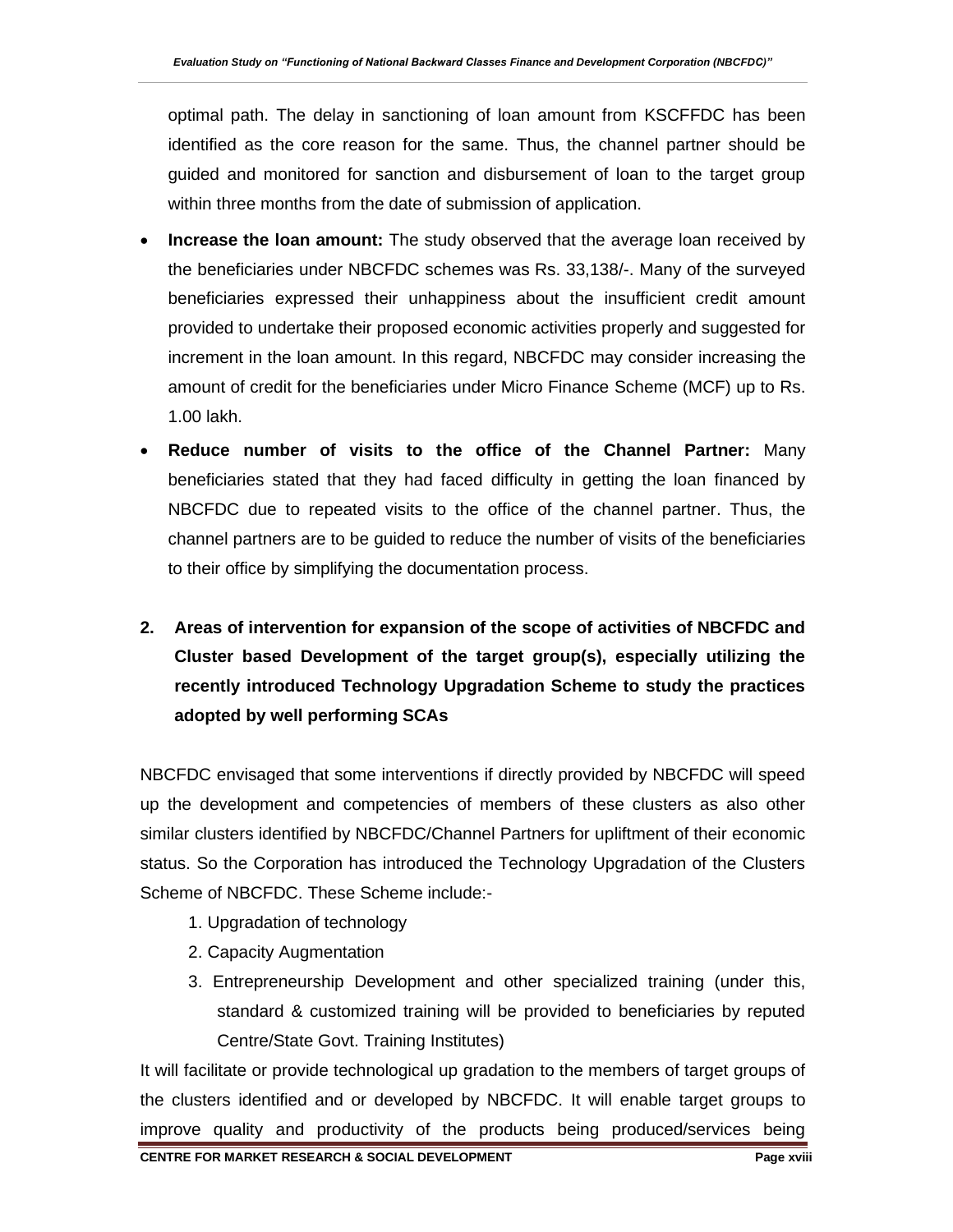optimal path. The delay in sanctioning of loan amount from KSCFFDC has been identified as the core reason for the same. Thus, the channel partner should be guided and monitored for sanction and disbursement of loan to the target group within three months from the date of submission of application.

- **Increase the loan amount:** The study observed that the average loan received by the beneficiaries under NBCFDC schemes was Rs. 33,138/-. Many of the surveyed beneficiaries expressed their unhappiness about the insufficient credit amount provided to undertake their proposed economic activities properly and suggested for increment in the loan amount. In this regard, NBCFDC may consider increasing the amount of credit for the beneficiaries under Micro Finance Scheme (MCF) up to Rs. 1.00 lakh.
- **Reduce number of visits to the office of the Channel Partner:** Many beneficiaries stated that they had faced difficulty in getting the loan financed by NBCFDC due to repeated visits to the office of the channel partner. Thus, the channel partners are to be guided to reduce the number of visits of the beneficiaries to their office by simplifying the documentation process.

**2. Areas of intervention for expansion of the scope of activities of NBCFDC and Cluster based Development of the target group(s), especially utilizing the recently introduced Technology Upgradation Scheme to study the practices adopted by well performing SCAs**

NBCFDC envisaged that some interventions if directly provided by NBCFDC will speed up the development and competencies of members of these clusters as also other similar clusters identified by NBCFDC/Channel Partners for upliftment of their economic status. So the Corporation has introduced the Technology Upgradation of the Clusters Scheme of NBCFDC. These Scheme include:-

1. Upgradation of technology
2. Capacity Augmentation
3. Entrepreneurship Development and other specialized training (under this, standard & customized training will be provided to beneficiaries by reputed Centre/State Govt. Training Institutes)

It will facilitate or provide technological up gradation to the members of target groups of the clusters identified and or developed by NBCFDC. It will enable target groups to improve quality and productivity of the products being produced/services being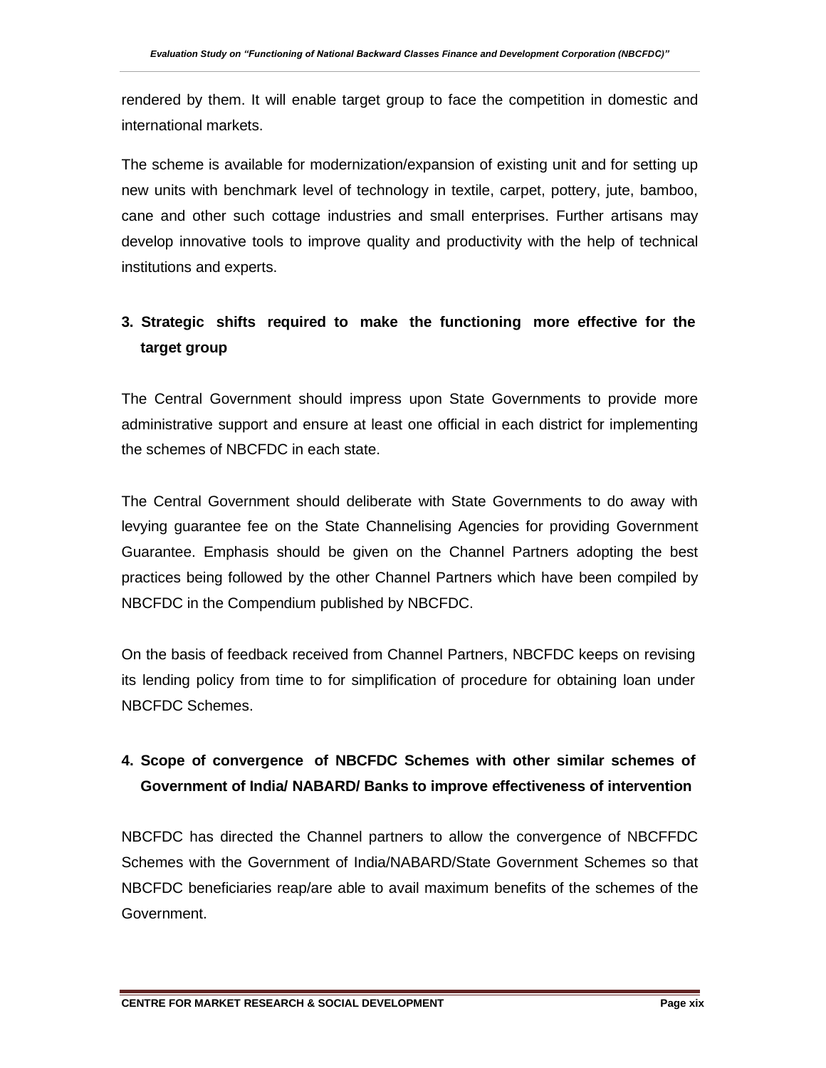rendered by them. It will enable target group to face the competition in domestic and international markets.

The scheme is available for modernization/expansion of existing unit and for setting up new units with benchmark level of technology in textile, carpet, pottery, jute, bamboo, cane and other such cottage industries and small enterprises. Further artisans may develop innovative tools to improve quality and productivity with the help of technical institutions and experts.

**3. Strategic shifts required to make the functioning more effective for the target group**

The Central Government should impress upon State Governments to provide more administrative support and ensure at least one official in each district for implementing the schemes of NBCFDC in each state.

The Central Government should deliberate with State Governments to do away with levying guarantee fee on the State Channelising Agencies for providing Government Guarantee. Emphasis should be given on the Channel Partners adopting the best practices being followed by the other Channel Partners which have been compiled by NBCFDC in the Compendium published by NBCFDC.

On the basis of feedback received from Channel Partners, NBCFDC keeps on revising its lending policy from time to for simplification of procedure for obtaining loan under NBCFDC Schemes.

**4. Scope of convergence of NBCFDC Schemes with other similar schemes of Government of India/ NABARD/ Banks to improve effectiveness of intervention**

NBCFDC has directed the Channel partners to allow the convergence of NBCFFDC Schemes with the Government of India/NABARD/State Government Schemes so that NBCFDC beneficiaries reap/are able to avail maximum benefits of the schemes of the Government.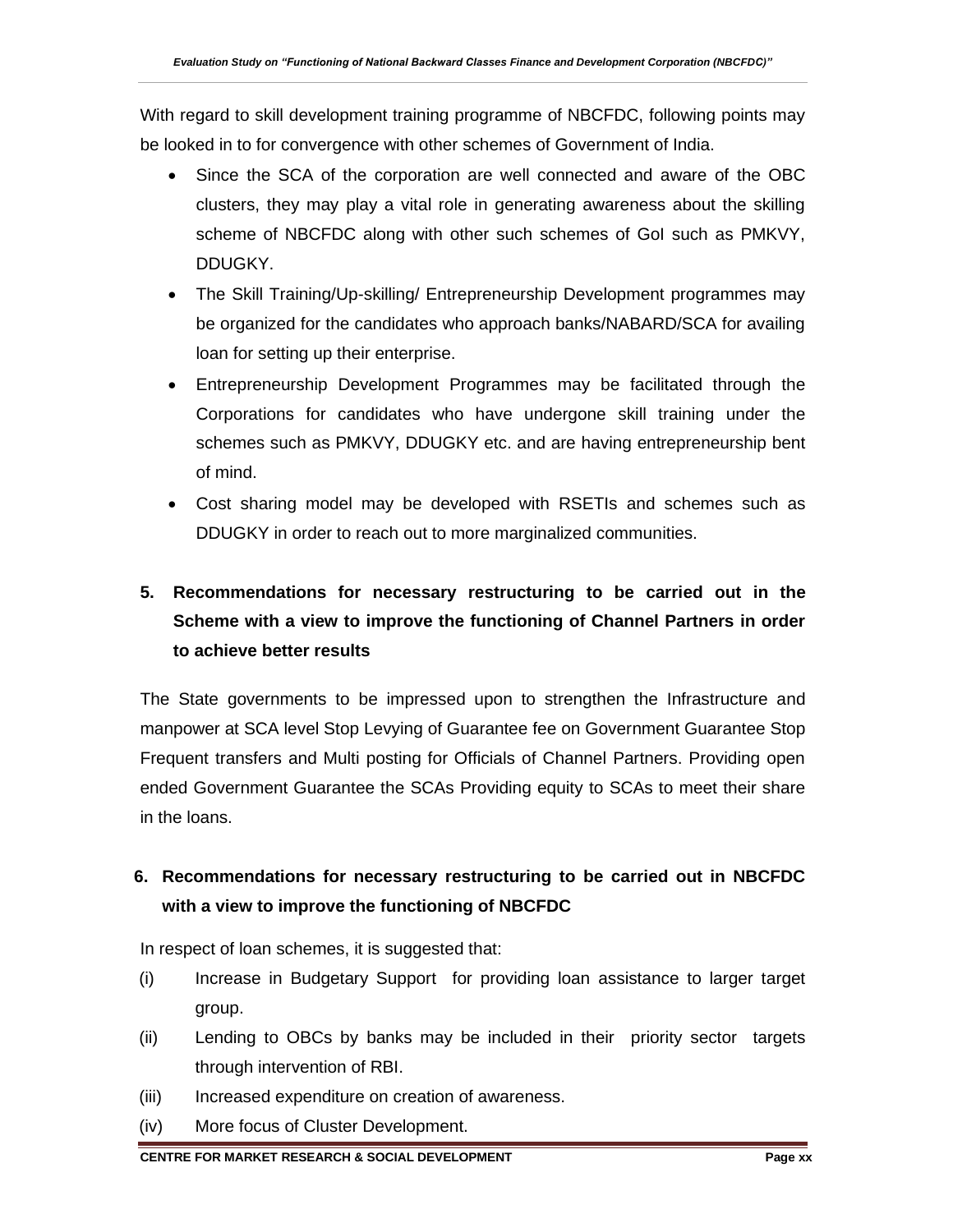With regard to skill development training programme of NBCFDC, following points may be looked in to for convergence with other schemes of Government of India.

- Since the SCA of the corporation are well connected and aware of the OBC clusters, they may play a vital role in generating awareness about the skilling scheme of NBCFDC along with other such schemes of GoI such as PMKVY, DDUGKY.
- The Skill Training/Up-skilling/ Entrepreneurship Development programmes may be organized for the candidates who approach banks/NABARD/SCA for availing loan for setting up their enterprise.
- Entrepreneurship Development Programmes may be facilitated through the Corporations for candidates who have undergone skill training under the schemes such as PMKVY, DDUGKY etc. and are having entrepreneurship bent of mind.
- Cost sharing model may be developed with RSETIs and schemes such as DDUGKY in order to reach out to more marginalized communities.

## 5. Recommendations for necessary restructuring to be carried out in the Scheme with a view to improve the functioning of Channel Partners in order to achieve better results

The State governments to be impressed upon to strengthen the Infrastructure and manpower at SCA level Stop Levying of Guarantee fee on Government Guarantee Stop Frequent transfers and Multi posting for Officials of Channel Partners. Providing open ended Government Guarantee the SCAs Providing equity to SCAs to meet their share in the loans.

## 6. Recommendations for necessary restructuring to be carried out in NBCFDC with a view to improve the functioning of NBCFDC

In respect of loan schemes, it is suggested that:

(i) Increase in Budgetary Support for providing loan assistance to larger target group.

(ii) Lending to OBCs by banks may be included in their priority sector targets through intervention of RBI.

(iii) Increased expenditure on creation of awareness.

(iv) More focus of Cluster Development.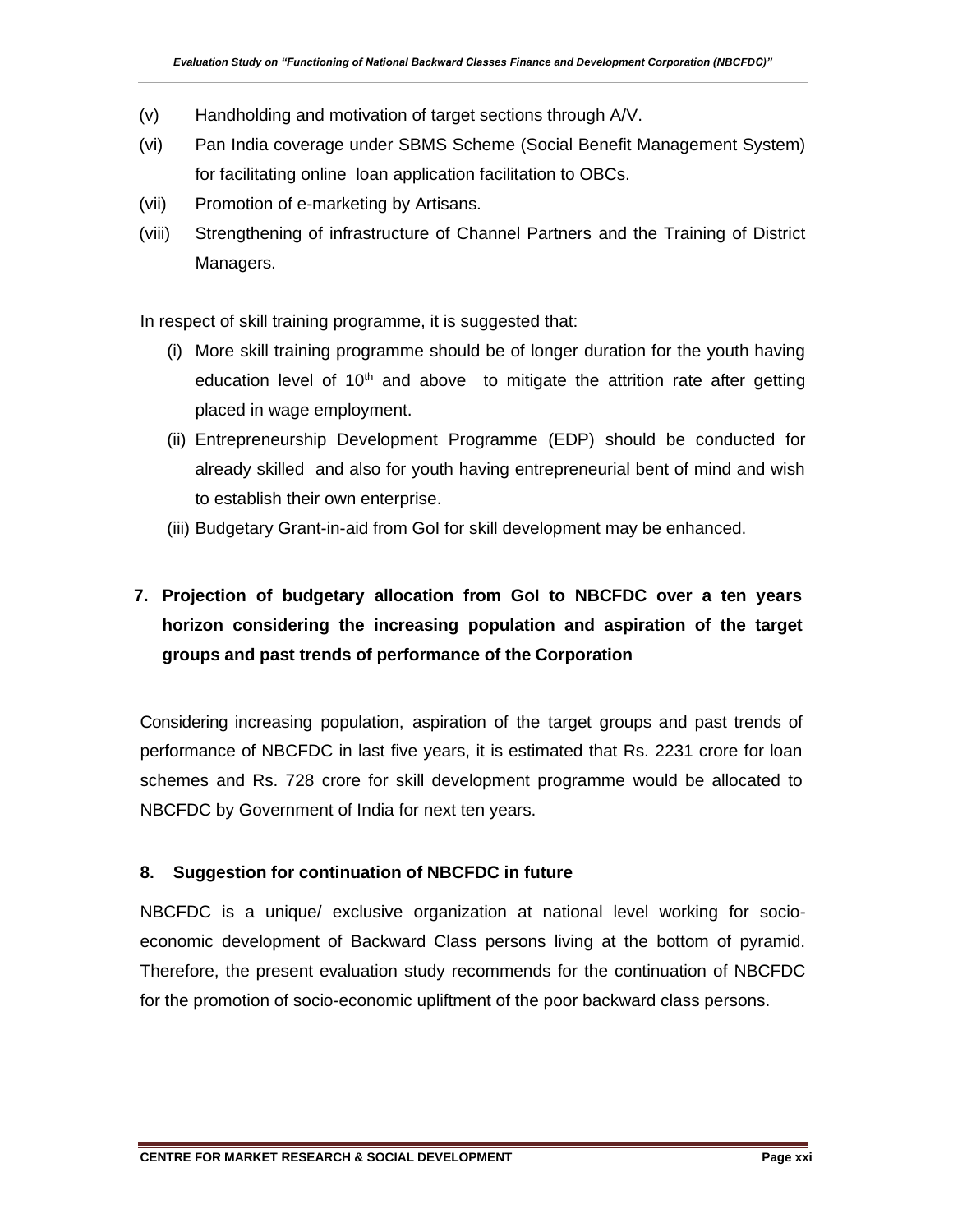(v) Handholding and motivation of target sections through A/V.

(vi) Pan India coverage under SBMS Scheme (Social Benefit Management System) for facilitating online loan application facilitation to OBCs.

(vii) Promotion of e-marketing by Artisans.

(viii) Strengthening of infrastructure of Channel Partners and the Training of District Managers.

In respect of skill training programme, it is suggested that:

(i) More skill training programme should be of longer duration for the youth having education level of 10th and above to mitigate the attrition rate after getting placed in wage employment.

(ii) Entrepreneurship Development Programme (EDP) should be conducted for already skilled and also for youth having entrepreneurial bent of mind and wish to establish their own enterprise.

(iii) Budgetary Grant-in-aid from GoI for skill development may be enhanced.

**7. Projection of budgetary allocation from GoI to NBCFDC over a ten years horizon considering the increasing population and aspiration of the target groups and past trends of performance of the Corporation**

Considering increasing population, aspiration of the target groups and past trends of performance of NBCFDC in last five years, it is estimated that Rs. 2231 crore for loan schemes and Rs. 728 crore for skill development programme would be allocated to NBCFDC by Government of India for next ten years.

**8. Suggestion for continuation of NBCFDC in future**

NBCFDC is a unique/ exclusive organization at national level working for socio-economic development of Backward Class persons living at the bottom of pyramid. Therefore, the present evaluation study recommends for the continuation of NBCFDC for the promotion of socio-economic upliftment of the poor backward class persons.